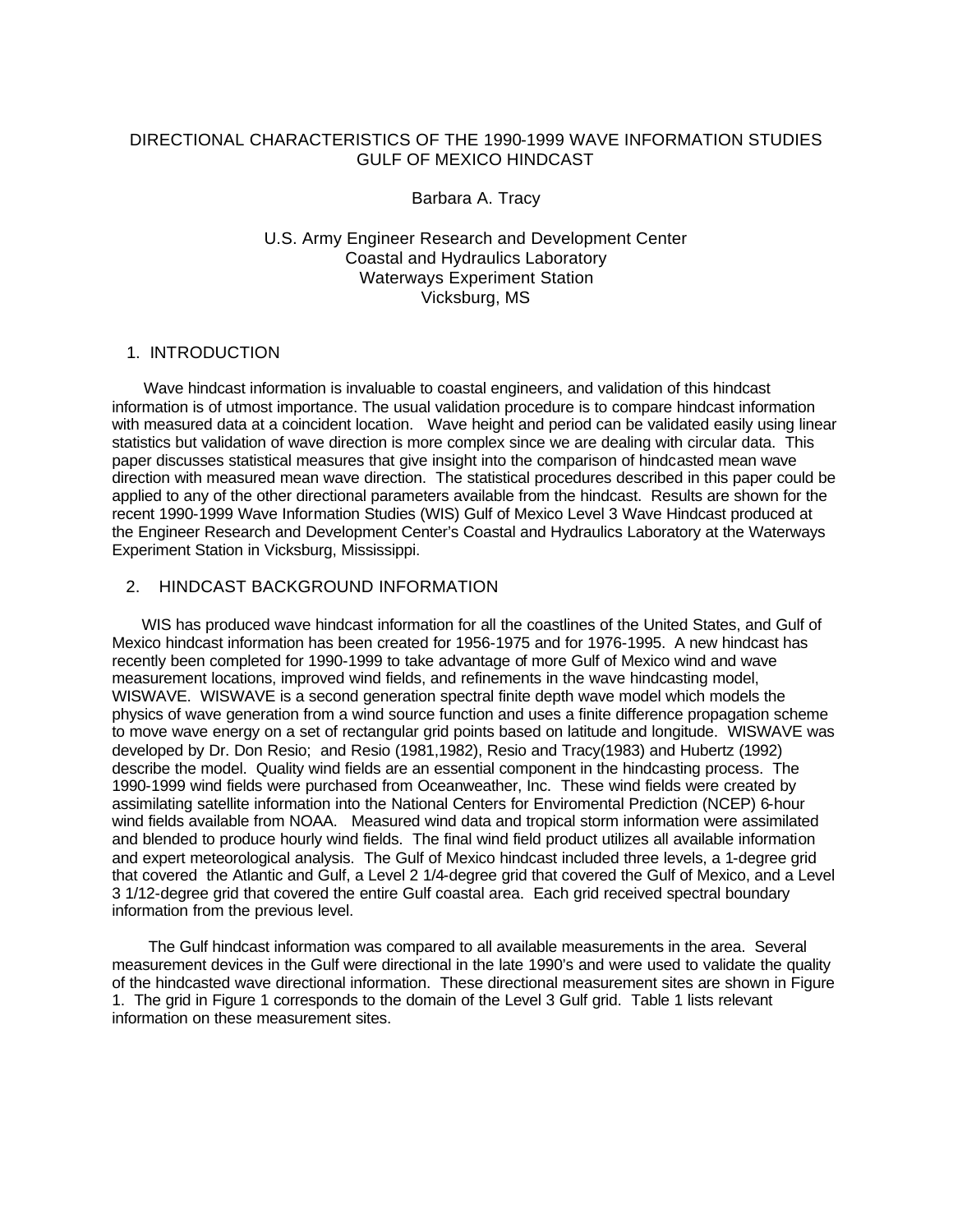# DIRECTIONAL CHARACTERISTICS OF THE 1990-1999 WAVE INFORMATION STUDIES GULF OF MEXICO HINDCAST

Barbara A. Tracy

U.S. Army Engineer Research and Development Center
Coastal and Hydraulics Laboratory
Waterways Experiment Station
Vicksburg, MS

## 1. INTRODUCTION

Wave hindcast information is invaluable to coastal engineers, and validation of this hindcast information is of utmost importance. The usual validation procedure is to compare hindcast information with measured data at a coincident location. Wave height and period can be validated easily using linear statistics but validation of wave direction is more complex since we are dealing with circular data. This paper discusses statistical measures that give insight into the comparison of hindcasted mean wave direction with measured mean wave direction. The statistical procedures described in this paper could be applied to any of the other directional parameters available from the hindcast. Results are shown for the recent 1990-1999 Wave Information Studies (WIS) Gulf of Mexico Level 3 Wave Hindcast produced at the Engineer Research and Development Center's Coastal and Hydraulics Laboratory at the Waterways Experiment Station in Vicksburg, Mississippi.

## 2. HINDCAST BACKGROUND INFORMATION

WIS has produced wave hindcast information for all the coastlines of the United States, and Gulf of Mexico hindcast information has been created for 1956-1975 and for 1976-1995. A new hindcast has recently been completed for 1990-1999 to take advantage of more Gulf of Mexico wind and wave measurement locations, improved wind fields, and refinements in the wave hindcasting model, WISWAVE. WISWAVE is a second generation spectral finite depth wave model which models the physics of wave generation from a wind source function and uses a finite difference propagation scheme to move wave energy on a set of rectangular grid points based on latitude and longitude. WISWAVE was developed by Dr. Don Resio; and Resio (1981,1982), Resio and Tracy(1983) and Hubertz (1992) describe the model. Quality wind fields are an essential component in the hindcasting process. The 1990-1999 wind fields were purchased from Oceanweather, Inc. These wind fields were created by assimilating satellite information into the National Centers for Enviromental Prediction (NCEP) 6-hour wind fields available from NOAA. Measured wind data and tropical storm information were assimilated and blended to produce hourly wind fields. The final wind field product utilizes all available information and expert meteorological analysis. The Gulf of Mexico hindcast included three levels, a 1-degree grid that covered the Atlantic and Gulf, a Level 2 1/4-degree grid that covered the Gulf of Mexico, and a Level 3 1/12-degree grid that covered the entire Gulf coastal area. Each grid received spectral boundary information from the previous level.

The Gulf hindcast information was compared to all available measurements in the area. Several measurement devices in the Gulf were directional in the late 1990's and were used to validate the quality of the hindcasted wave directional information. These directional measurement sites are shown in Figure 1. The grid in Figure 1 corresponds to the domain of the Level 3 Gulf grid. Table 1 lists relevant information on these measurement sites.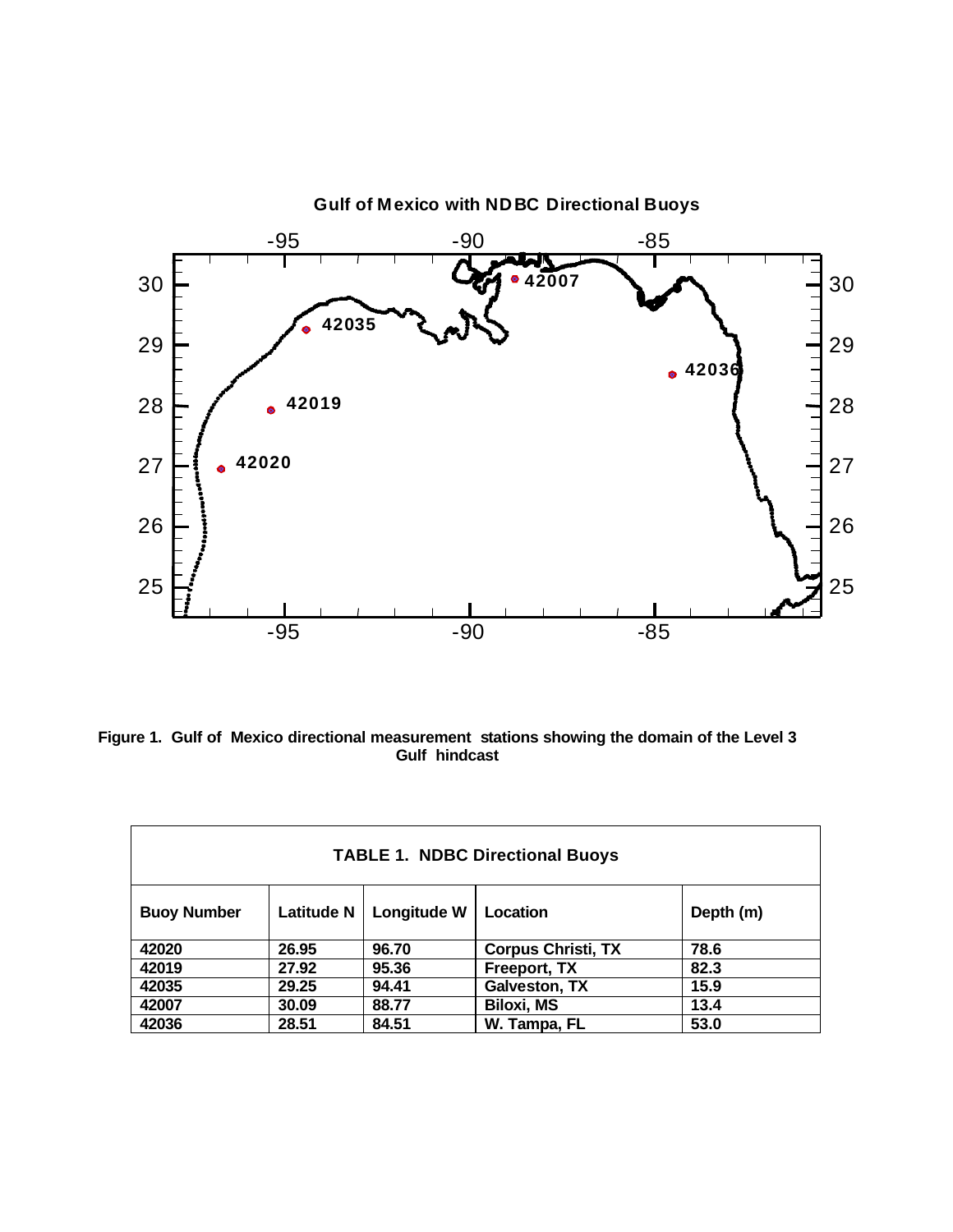**Figure 1. Gulf of Mexico directional measurement stations showing the domain of the Level 3 Gulf hindcast**

| **TABLE 1. NDBC Directional Buoys** | | | | |
|---|---|---|---|---|
| **Buoy Number** | **Latitude N** | **Longitude W** | **Location** | **Depth (m)** |
| 42020 | 26.95 | 96.70 | Corpus Christi, TX | 78.6 |
| 42019 | 27.92 | 95.36 | Freeport, TX | 82.3 |
| 42035 | 29.25 | 94.41 | Galveston, TX | 15.9 |
| 42007 | 30.09 | 88.77 | Biloxi, MS | 13.4 |
| 42036 | 28.51 | 84.51 | W. Tampa, FL | 53.0 |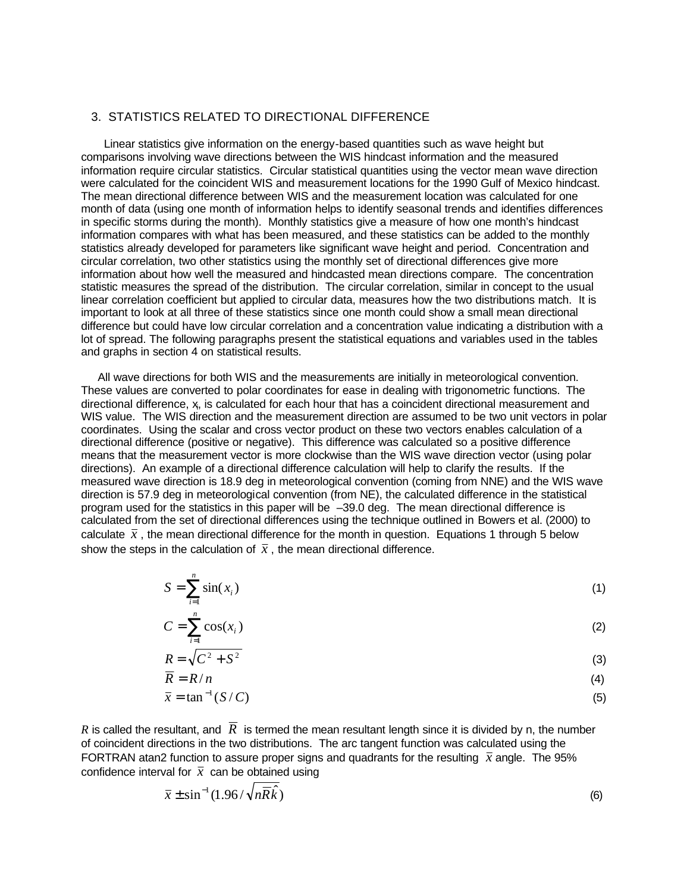## 3. STATISTICS RELATED TO DIRECTIONAL DIFFERENCE

Linear statistics give information on the energy-based quantities such as wave height but comparisons involving wave directions between the WIS hindcast information and the measured information require circular statistics. Circular statistical quantities using the vector mean wave direction were calculated for the coincident WIS and measurement locations for the 1990 Gulf of Mexico hindcast. The mean directional difference between WIS and the measurement location was calculated for one month of data (using one month of information helps to identify seasonal trends and identifies differences in specific storms during the month). Monthly statistics give a measure of how one month's hindcast information compares with what has been measured, and these statistics can be added to the monthly statistics already developed for parameters like significant wave height and period. Concentration and circular correlation, two other statistics using the monthly set of directional differences give more information about how well the measured and hindcasted mean directions compare. The concentration statistic measures the spread of the distribution. The circular correlation, similar in concept to the usual linear correlation coefficient but applied to circular data, measures how the two distributions match. It is important to look at all three of these statistics since one month could show a small mean directional difference but could have low circular correlation and a concentration value indicating a distribution with a lot of spread. The following paragraphs present the statistical equations and variables used in the tables and graphs in section 4 on statistical results.

All wave directions for both WIS and the measurements are initially in meteorological convention. These values are converted to polar coordinates for ease in dealing with trigonometric functions. The directional difference, $x_i$, is calculated for each hour that has a coincident directional measurement and WIS value. The WIS direction and the measurement direction are assumed to be two unit vectors in polar coordinates. Using the scalar and cross vector product on these two vectors enables calculation of a directional difference (positive or negative). This difference was calculated so a positive difference means that the measurement vector is more clockwise than the WIS wave direction vector (using polar directions). An example of a directional difference calculation will help to clarify the results. If the measured wave direction is 18.9 deg in meteorological convention (coming from NNE) and the WIS wave direction is 57.9 deg in meteorological convention (from NE), the calculated difference in the statistical program used for the statistics in this paper will be –39.0 deg. The mean directional difference is calculated from the set of directional differences using the technique outlined in Bowers et al. (2000) to calculate $\bar{x}$, the mean directional difference for the month in question. Equations 1 through 5 below show the steps in the calculation of $\bar{x}$, the mean directional difference.

$$S = \sum_{i=1}^{n} \sin(x_i) \tag{1}$$

$$C = \sum_{i=1}^{n} \cos(x_i) \tag{2}$$

$$R = \sqrt{C^2 + S^2} \tag{3}$$

$$\bar{R} = R/n \tag{4}$$

$$\bar{x} = \tan^{-1}(S/C) \tag{5}$$

$R$ is called the resultant, and $\bar{R}$ is termed the mean resultant length since it is divided by n, the number of coincident directions in the two distributions. The arc tangent function was calculated using the FORTRAN atan2 function to assure proper signs and quadrants for the resulting $\bar{x}$ angle. The 95% confidence interval for $\bar{x}$ can be obtained using

$$\bar{x} \pm \sin^{-1}(1.96/\sqrt{n\bar{R}\hat{k}}) \tag{6}$$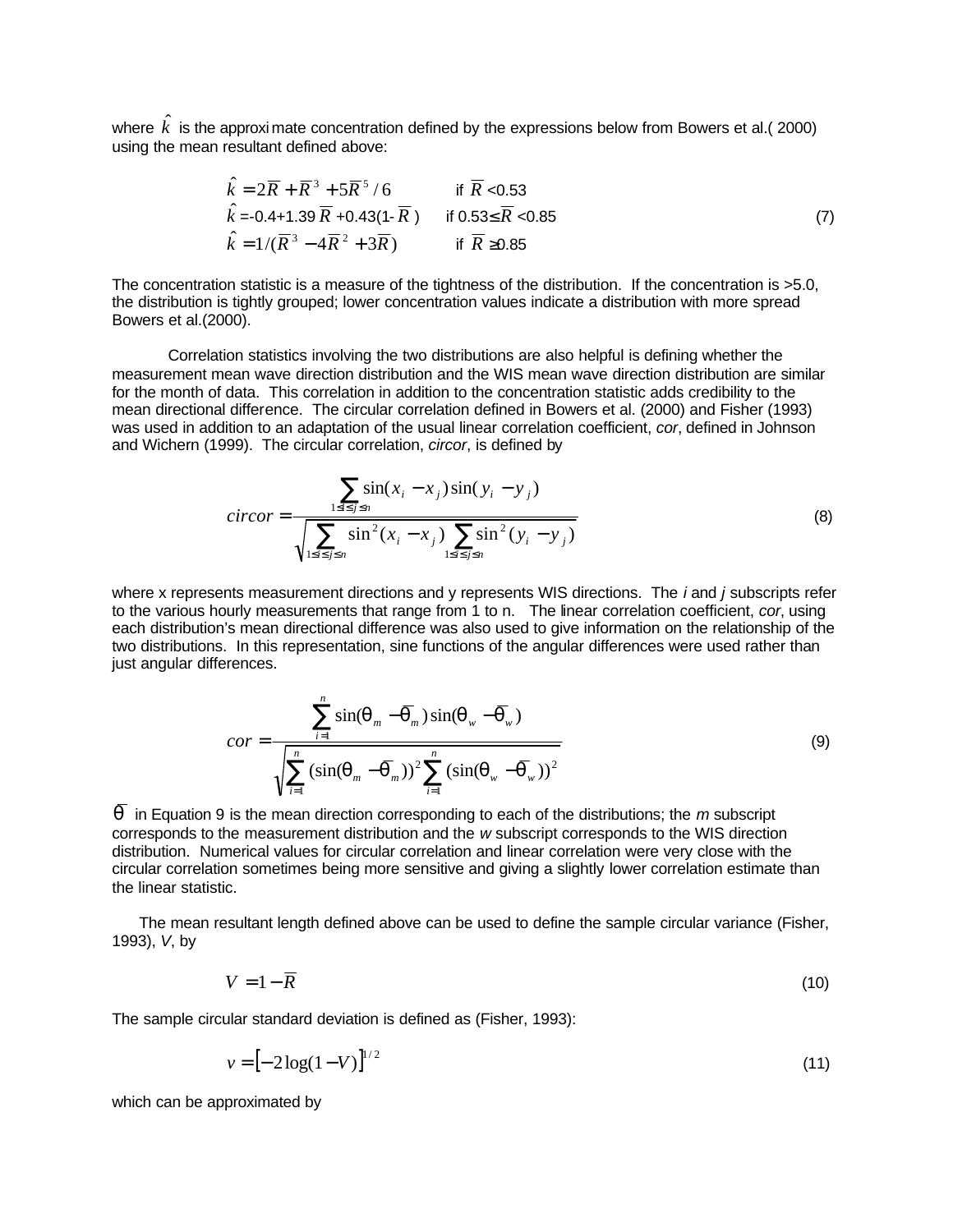where $\hat{k}$ is the approximate concentration defined by the expressions below from Bowers et al.( 2000) using the mean resultant defined above:

$$
\begin{aligned}
\hat{k} &= 2\overline{R} + \overline{R}^3 + 5\overline{R}^5/6 && \text{if } \overline{R} < 0.53 \\
\hat{k} &= -0.4 + 1.39\,\overline{R} + 0.43(1-\overline{R}) && \text{if } 0.53 \leq \overline{R} < 0.85 \\
\hat{k} &= 1/(\overline{R}^3 - 4\overline{R}^2 + 3\overline{R}) && \text{if } \overline{R} \geq 0.85
\end{aligned}
\tag{7}
$$

The concentration statistic is a measure of the tightness of the distribution. If the concentration is >5.0, the distribution is tightly grouped; lower concentration values indicate a distribution with more spread Bowers et al.(2000).

Correlation statistics involving the two distributions are also helpful is defining whether the measurement mean wave direction distribution and the WIS mean wave direction distribution are similar for the month of data. This correlation in addition to the concentration statistic adds credibility to the mean directional difference. The circular correlation defined in Bowers et al. (2000) and Fisher (1993) was used in addition to an adaptation of the usual linear correlation coefficient, *cor*, defined in Johnson and Wichern (1999). The circular correlation, *circor*, is defined by

$$
circor = \frac{\sum_{1 \leq i \leq j \leq n} \sin(x_i - x_j)\sin(y_i - y_j)}{\sqrt{\sum_{1 \leq i \leq j \leq n} \sin^2(x_i - x_j) \sum_{1 \leq i \leq j \leq n} \sin^2(y_i - y_j)}} \tag{8}
$$

where x represents measurement directions and y represents WIS directions. The *i* and *j* subscripts refer to the various hourly measurements that range from 1 to n. The linear correlation coefficient, *cor*, using each distribution's mean directional difference was also used to give information on the relationship of the two distributions. In this representation, sine functions of the angular differences were used rather than just angular differences.

$$
cor = \frac{\sum_{i=1}^{n} \sin(\theta_m - \overline{\theta}_m)\sin(\theta_w - \overline{\theta}_w)}{\sqrt{\sum_{i=1}^{n} (\sin(\theta_m - \overline{\theta}_m))^2 \sum_{i=1}^{n} (\sin(\theta_w - \overline{\theta}_w))^2}} \tag{9}
$$

$\overline{\theta}$ in Equation 9 is the mean direction corresponding to each of the distributions; the *m* subscript corresponds to the measurement distribution and the *w* subscript corresponds to the WIS direction distribution. Numerical values for circular correlation and linear correlation were very close with the circular correlation sometimes being more sensitive and giving a slightly lower correlation estimate than the linear statistic.

The mean resultant length defined above can be used to define the sample circular variance (Fisher, 1993), *V*, by

$$
V = 1 - \overline{R} \tag{10}
$$

The sample circular standard deviation is defined as (Fisher, 1993):

$$
v = \left[-2\log(1-V)\right]^{1/2} \tag{11}
$$

which can be approximated by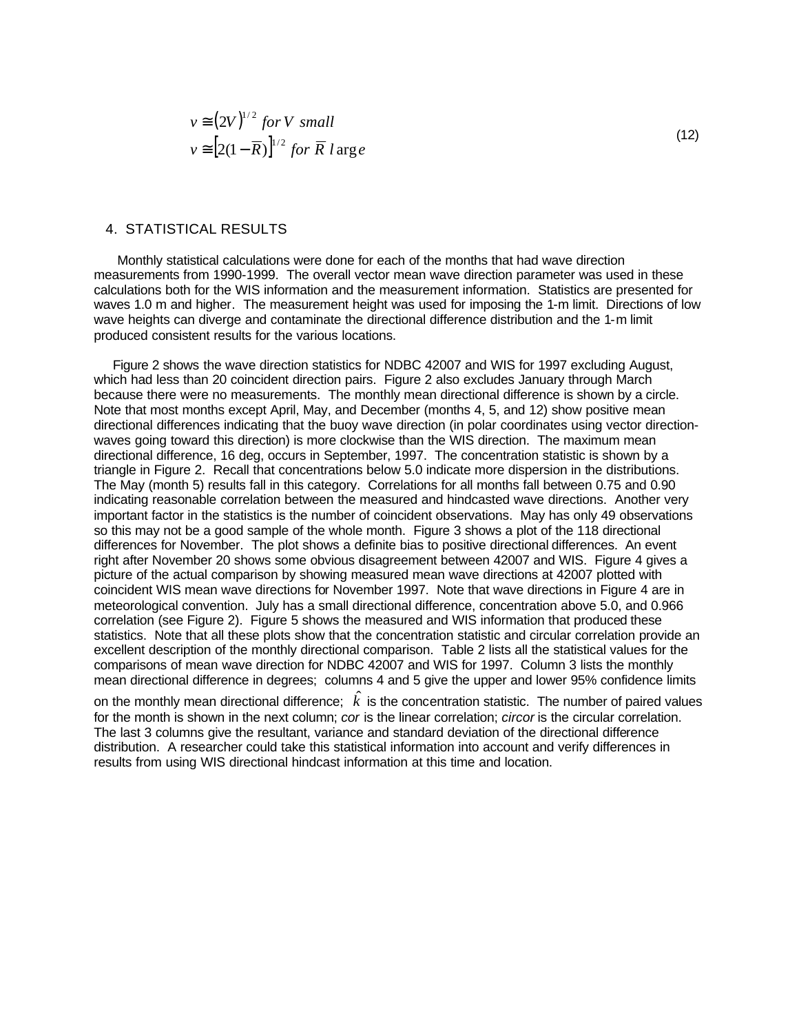$$
\begin{aligned}
v &\cong (2V)^{1/2} \ for\ V\ small \\
v &\cong \left[2(1-\overline{R})\right]^{1/2} \ for\ \overline{R}\ large
\end{aligned}
\tag{12}
$$

## 4. STATISTICAL RESULTS

Monthly statistical calculations were done for each of the months that had wave direction measurements from 1990-1999. The overall vector mean wave direction parameter was used in these calculations both for the WIS information and the measurement information. Statistics are presented for waves 1.0 m and higher. The measurement height was used for imposing the 1-m limit. Directions of low wave heights can diverge and contaminate the directional difference distribution and the 1-m limit produced consistent results for the various locations.

Figure 2 shows the wave direction statistics for NDBC 42007 and WIS for 1997 excluding August, which had less than 20 coincident direction pairs. Figure 2 also excludes January through March because there were no measurements. The monthly mean directional difference is shown by a circle. Note that most months except April, May, and December (months 4, 5, and 12) show positive mean directional differences indicating that the buoy wave direction (in polar coordinates using vector direction-waves going toward this direction) is more clockwise than the WIS direction. The maximum mean directional difference, 16 deg, occurs in September, 1997. The concentration statistic is shown by a triangle in Figure 2. Recall that concentrations below 5.0 indicate more dispersion in the distributions. The May (month 5) results fall in this category. Correlations for all months fall between 0.75 and 0.90 indicating reasonable correlation between the measured and hindcasted wave directions. Another very important factor in the statistics is the number of coincident observations. May has only 49 observations so this may not be a good sample of the whole month. Figure 3 shows a plot of the 118 directional differences for November. The plot shows a definite bias to positive directional differences. An event right after November 20 shows some obvious disagreement between 42007 and WIS. Figure 4 gives a picture of the actual comparison by showing measured mean wave directions at 42007 plotted with coincident WIS mean wave directions for November 1997. Note that wave directions in Figure 4 are in meteorological convention. July has a small directional difference, concentration above 5.0, and 0.966 correlation (see Figure 2). Figure 5 shows the measured and WIS information that produced these statistics. Note that all these plots show that the concentration statistic and circular correlation provide an excellent description of the monthly directional comparison. Table 2 lists all the statistical values for the comparisons of mean wave direction for NDBC 42007 and WIS for 1997. Column 3 lists the monthly mean directional difference in degrees; columns 4 and 5 give the upper and lower 95% confidence limits on the monthly mean directional difference; $\hat{k}$ is the concentration statistic. The number of paired values for the month is shown in the next column; *cor* is the linear correlation; *circor* is the circular correlation. The last 3 columns give the resultant, variance and standard deviation of the directional difference distribution. A researcher could take this statistical information into account and verify differences in results from using WIS directional hindcast information at this time and location.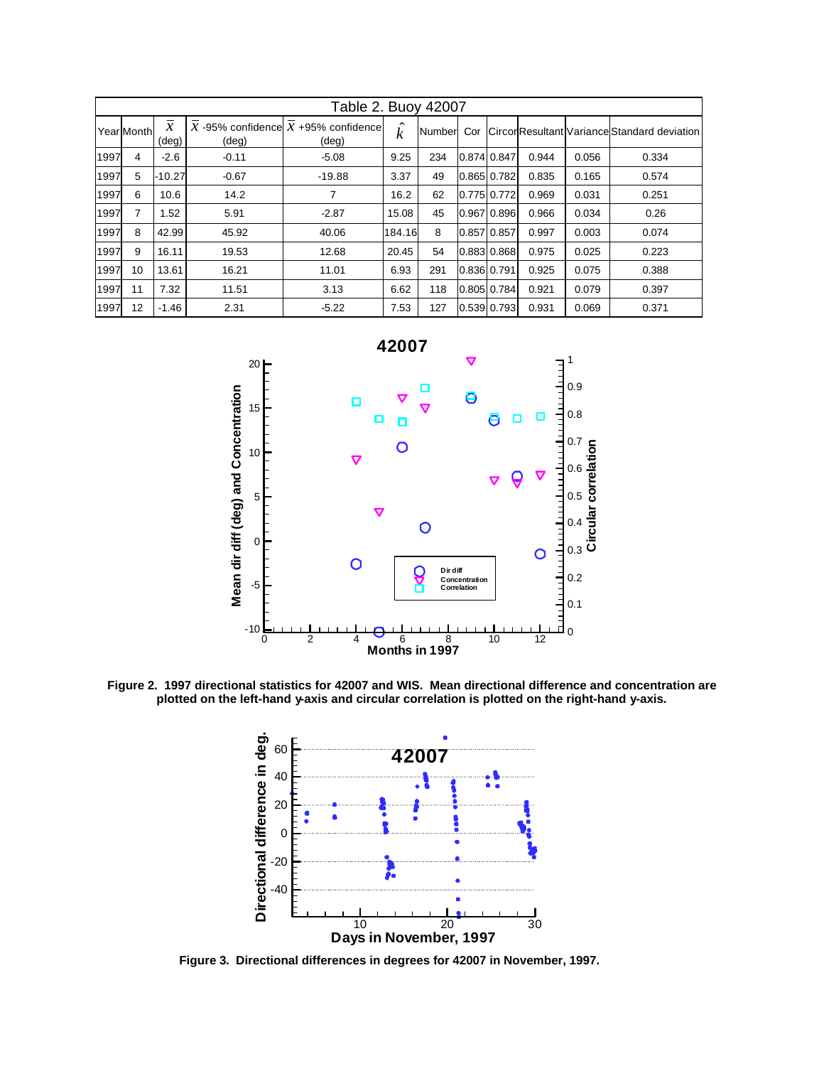| Table 2. Buoy 42007 | | | | | | | | | | | | |
|---|---|---|---|---|---|---|---|---|---|---|---|---|
| Year | Month | $\bar{x}$ (deg) | $\bar{x}$ -95% confidence (deg) | $\bar{x}$ +95% confidence (deg) | $\hat{k}$ | Number | Cor | Circor | Resultant | Variance | Standard deviation |
| 1997 | 4 | -2.6 | -0.11 | -5.08 | 9.25 | 234 | 0.874 | 0.847 | 0.944 | 0.056 | 0.334 |
| 1997 | 5 | -10.27 | -0.67 | -19.88 | 3.37 | 49 | 0.865 | 0.782 | 0.835 | 0.165 | 0.574 |
| 1997 | 6 | 10.6 | 14.2 | 7 | 16.2 | 62 | 0.775 | 0.772 | 0.969 | 0.031 | 0.251 |
| 1997 | 7 | 1.52 | 5.91 | -2.87 | 15.08 | 45 | 0.967 | 0.896 | 0.966 | 0.034 | 0.26 |
| 1997 | 8 | 42.99 | 45.92 | 40.06 | 184.16 | 8 | 0.857 | 0.857 | 0.997 | 0.003 | 0.074 |
| 1997 | 9 | 16.11 | 19.53 | 12.68 | 20.45 | 54 | 0.883 | 0.868 | 0.975 | 0.025 | 0.223 |
| 1997 | 10 | 13.61 | 16.21 | 11.01 | 6.93 | 291 | 0.836 | 0.791 | 0.925 | 0.075 | 0.388 |
| 1997 | 11 | 7.32 | 11.51 | 3.13 | 6.62 | 118 | 0.805 | 0.784 | 0.921 | 0.079 | 0.397 |
| 1997 | 12 | -1.46 | 2.31 | -5.22 | 7.53 | 127 | 0.539 | 0.793 | 0.931 | 0.069 | 0.371 |

**Figure 2. 1997 directional statistics for 42007 and WIS. Mean directional difference and concentration are plotted on the left-hand y-axis and circular correlation is plotted on the right-hand y-axis.**

**Figure 3. Directional differences in degrees for 42007 in November, 1997.**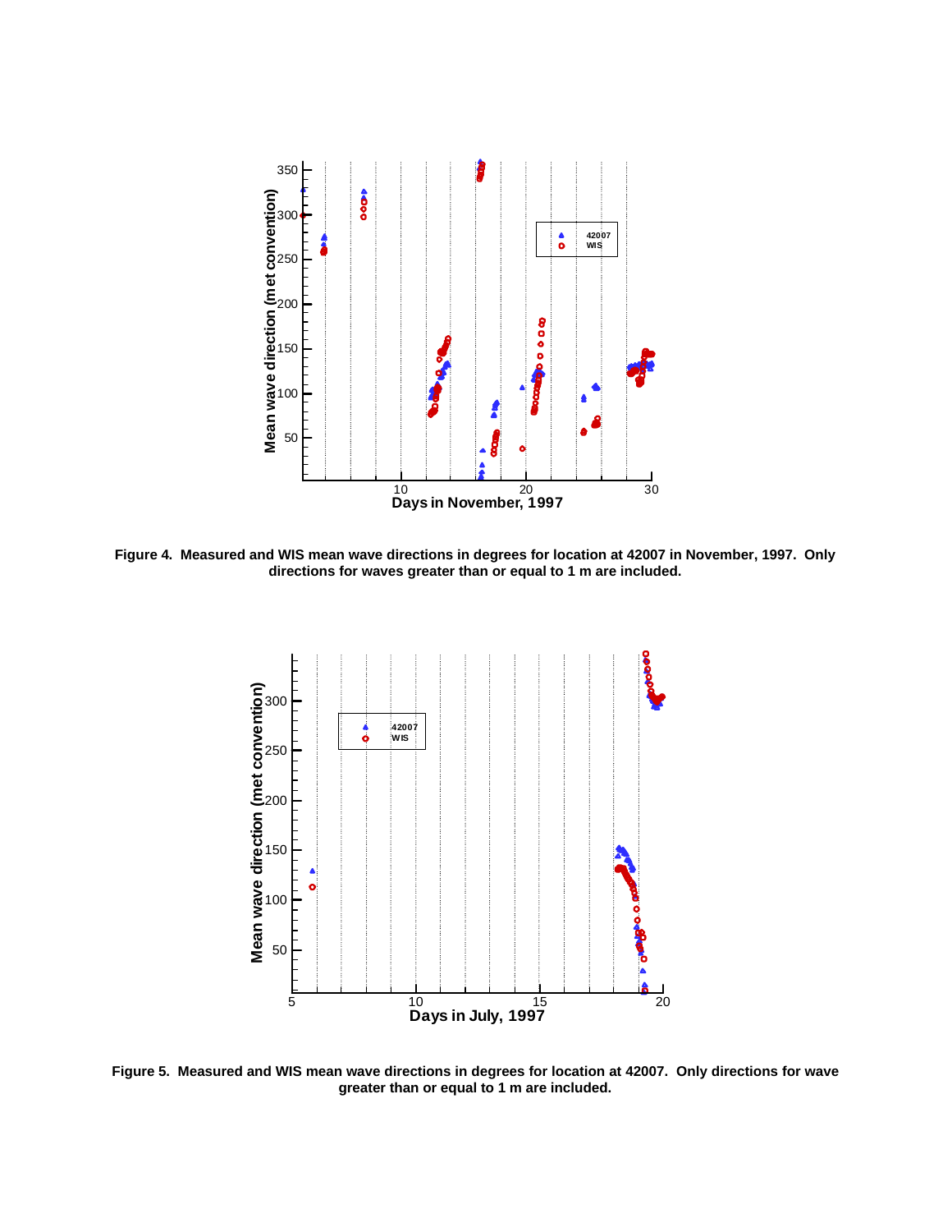Figure 4. Measured and WIS mean wave directions in degrees for location at 42007 in November, 1997. Only directions for waves greater than or equal to 1 m are included.

Figure 5. Measured and WIS mean wave directions in degrees for location at 42007. Only directions for wave greater than or equal to 1 m are included.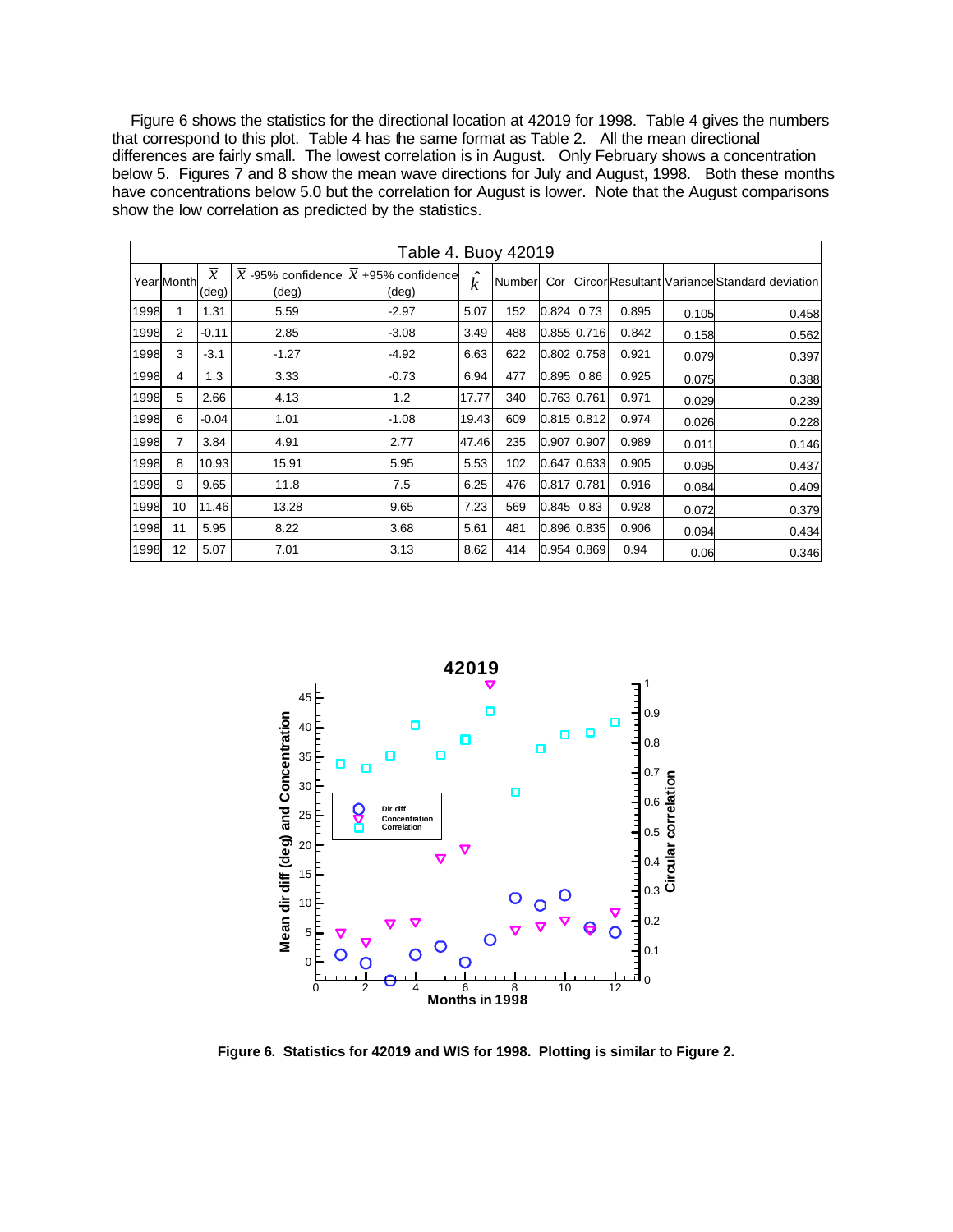Figure 6 shows the statistics for the directional location at 42019 for 1998. Table 4 gives the numbers that correspond to this plot. Table 4 has the same format as Table 2. All the mean directional differences are fairly small. The lowest correlation is in August. Only February shows a concentration below 5. Figures 7 and 8 show the mean wave directions for July and August, 1998. Both these months have concentrations below 5.0 but the correlation for August is lower. Note that the August comparisons show the low correlation as predicted by the statistics.

**Table 4. Buoy 42019**

| Year | Month | $\bar{x}$ (deg) | $\bar{x}$ -95% confidence (deg) | $\bar{x}$ +95% confidence (deg) | $\hat{k}$ | Number | Cor | Circor | Resultant | Variance | Standard deviation |
|---|---|---|---|---|---|---|---|---|---|---|---|
| 1998 | 1 | 1.31 | 5.59 | -2.97 | 5.07 | 152 | 0.824 | 0.73 | 0.895 | 0.105 | 0.458 |
| 1998 | 2 | -0.11 | 2.85 | -3.08 | 3.49 | 488 | 0.855 | 0.716 | 0.842 | 0.158 | 0.562 |
| 1998 | 3 | -3.1 | -1.27 | -4.92 | 6.63 | 622 | 0.802 | 0.758 | 0.921 | 0.079 | 0.397 |
| 1998 | 4 | 1.3 | 3.33 | -0.73 | 6.94 | 477 | 0.895 | 0.86 | 0.925 | 0.075 | 0.388 |
| 1998 | 5 | 2.66 | 4.13 | 1.2 | 17.77 | 340 | 0.763 | 0.761 | 0.971 | 0.029 | 0.239 |
| 1998 | 6 | -0.04 | 1.01 | -1.08 | 19.43 | 609 | 0.815 | 0.812 | 0.974 | 0.026 | 0.228 |
| 1998 | 7 | 3.84 | 4.91 | 2.77 | 47.46 | 235 | 0.907 | 0.907 | 0.989 | 0.011 | 0.146 |
| 1998 | 8 | 10.93 | 15.91 | 5.95 | 5.53 | 102 | 0.647 | 0.633 | 0.905 | 0.095 | 0.437 |
| 1998 | 9 | 9.65 | 11.8 | 7.5 | 6.25 | 476 | 0.817 | 0.781 | 0.916 | 0.084 | 0.409 |
| 1998 | 10 | 11.46 | 13.28 | 9.65 | 7.23 | 569 | 0.845 | 0.83 | 0.928 | 0.072 | 0.379 |
| 1998 | 11 | 5.95 | 8.22 | 3.68 | 5.61 | 481 | 0.896 | 0.835 | 0.906 | 0.094 | 0.434 |
| 1998 | 12 | 5.07 | 7.01 | 3.13 | 8.62 | 414 | 0.954 | 0.869 | 0.94 | 0.06 | 0.346 |

**Figure 6. Statistics for 42019 and WIS for 1998. Plotting is similar to Figure 2.**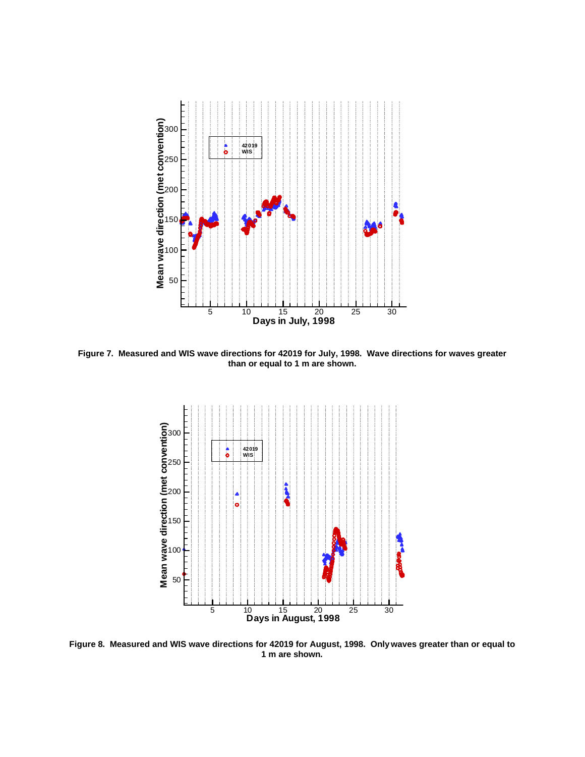**Figure 7. Measured and WIS wave directions for 42019 for July, 1998. Wave directions for waves greater than or equal to 1 m are shown.**

**Figure 8. Measured and WIS wave directions for 42019 for August, 1998. Only waves greater than or equal to 1 m are shown.**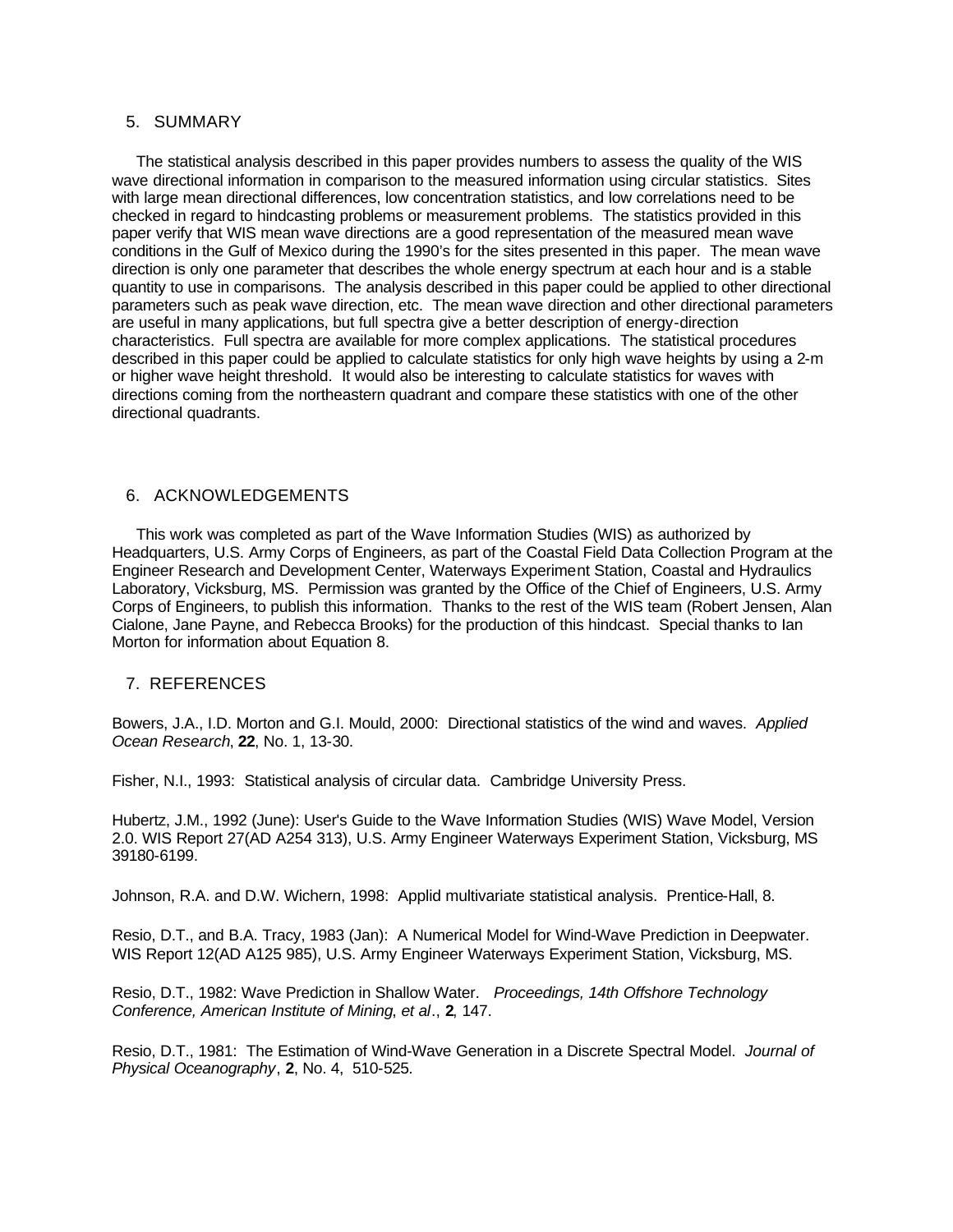## 5. SUMMARY

The statistical analysis described in this paper provides numbers to assess the quality of the WIS wave directional information in comparison to the measured information using circular statistics. Sites with large mean directional differences, low concentration statistics, and low correlations need to be checked in regard to hindcasting problems or measurement problems. The statistics provided in this paper verify that WIS mean wave directions are a good representation of the measured mean wave conditions in the Gulf of Mexico during the 1990's for the sites presented in this paper. The mean wave direction is only one parameter that describes the whole energy spectrum at each hour and is a stable quantity to use in comparisons. The analysis described in this paper could be applied to other directional parameters such as peak wave direction, etc. The mean wave direction and other directional parameters are useful in many applications, but full spectra give a better description of energy-direction characteristics. Full spectra are available for more complex applications. The statistical procedures described in this paper could be applied to calculate statistics for only high wave heights by using a 2-m or higher wave height threshold. It would also be interesting to calculate statistics for waves with directions coming from the northeastern quadrant and compare these statistics with one of the other directional quadrants.

## 6. ACKNOWLEDGEMENTS

This work was completed as part of the Wave Information Studies (WIS) as authorized by Headquarters, U.S. Army Corps of Engineers, as part of the Coastal Field Data Collection Program at the Engineer Research and Development Center, Waterways Experiment Station, Coastal and Hydraulics Laboratory, Vicksburg, MS. Permission was granted by the Office of the Chief of Engineers, U.S. Army Corps of Engineers, to publish this information. Thanks to the rest of the WIS team (Robert Jensen, Alan Cialone, Jane Payne, and Rebecca Brooks) for the production of this hindcast. Special thanks to Ian Morton for information about Equation 8.

## 7. REFERENCES

Bowers, J.A., I.D. Morton and G.I. Mould, 2000: Directional statistics of the wind and waves. *Applied Ocean Research*, **22**, No. 1, 13-30.

Fisher, N.I., 1993: Statistical analysis of circular data. Cambridge University Press.

Hubertz, J.M., 1992 (June): User's Guide to the Wave Information Studies (WIS) Wave Model, Version 2.0. WIS Report 27(AD A254 313), U.S. Army Engineer Waterways Experiment Station, Vicksburg, MS 39180-6199.

Johnson, R.A. and D.W. Wichern, 1998: Applid multivariate statistical analysis. Prentice-Hall, 8.

Resio, D.T., and B.A. Tracy, 1983 (Jan): A Numerical Model for Wind-Wave Prediction in Deepwater. WIS Report 12(AD A125 985), U.S. Army Engineer Waterways Experiment Station, Vicksburg, MS.

Resio, D.T., 1982: Wave Prediction in Shallow Water. *Proceedings, 14th Offshore Technology Conference, American Institute of Mining*, *et al*., **2**, 147.

Resio, D.T., 1981: The Estimation of Wind-Wave Generation in a Discrete Spectral Model. *Journal of Physical Oceanography*, **2**, No. 4, 510-525.